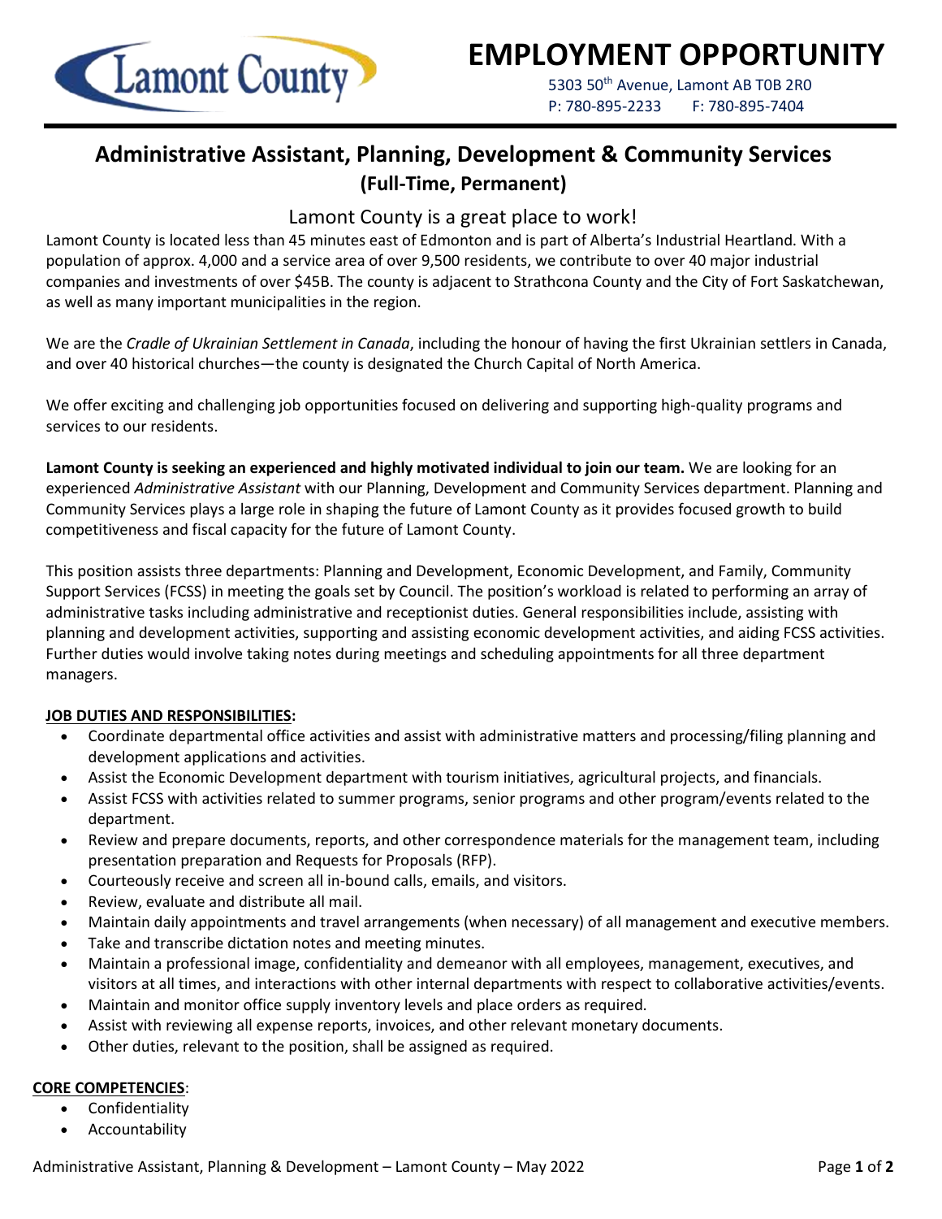# EMPLOYMENT OPPORTUNITY

5303 50th Avenue, Lamont AB T0B 2R0
P: 780-895-2233 F: 780-895-7404

## Administrative Assistant, Planning, Development & Community Services
### (Full-Time, Permanent)

Lamont County is a great place to work!

Lamont County is located less than 45 minutes east of Edmonton and is part of Alberta's Industrial Heartland. With a population of approx. 4,000 and a service area of over 9,500 residents, we contribute to over 40 major industrial companies and investments of over $45B. The county is adjacent to Strathcona County and the City of Fort Saskatchewan, as well as many important municipalities in the region.

We are the *Cradle of Ukrainian Settlement in Canada*, including the honour of having the first Ukrainian settlers in Canada, and over 40 historical churches—the county is designated the Church Capital of North America.

We offer exciting and challenging job opportunities focused on delivering and supporting high-quality programs and services to our residents.

**Lamont County is seeking an experienced and highly motivated individual to join our team.** We are looking for an experienced *Administrative Assistant* with our Planning, Development and Community Services department. Planning and Community Services plays a large role in shaping the future of Lamont County as it provides focused growth to build competitiveness and fiscal capacity for the future of Lamont County.

This position assists three departments: Planning and Development, Economic Development, and Family, Community Support Services (FCSS) in meeting the goals set by Council. The position's workload is related to performing an array of administrative tasks including administrative and receptionist duties. General responsibilities include, assisting with planning and development activities, supporting and assisting economic development activities, and aiding FCSS activities. Further duties would involve taking notes during meetings and scheduling appointments for all three department managers.

**JOB DUTIES AND RESPONSIBILITIES:**

- Coordinate departmental office activities and assist with administrative matters and processing/filing planning and development applications and activities.
- Assist the Economic Development department with tourism initiatives, agricultural projects, and financials.
- Assist FCSS with activities related to summer programs, senior programs and other program/events related to the department.
- Review and prepare documents, reports, and other correspondence materials for the management team, including presentation preparation and Requests for Proposals (RFP).
- Courteously receive and screen all in-bound calls, emails, and visitors.
- Review, evaluate and distribute all mail.
- Maintain daily appointments and travel arrangements (when necessary) of all management and executive members.
- Take and transcribe dictation notes and meeting minutes.
- Maintain a professional image, confidentiality and demeanor with all employees, management, executives, and visitors at all times, and interactions with other internal departments with respect to collaborative activities/events.
- Maintain and monitor office supply inventory levels and place orders as required.
- Assist with reviewing all expense reports, invoices, and other relevant monetary documents.
- Other duties, relevant to the position, shall be assigned as required.

**CORE COMPETENCIES**:

- Confidentiality
- Accountability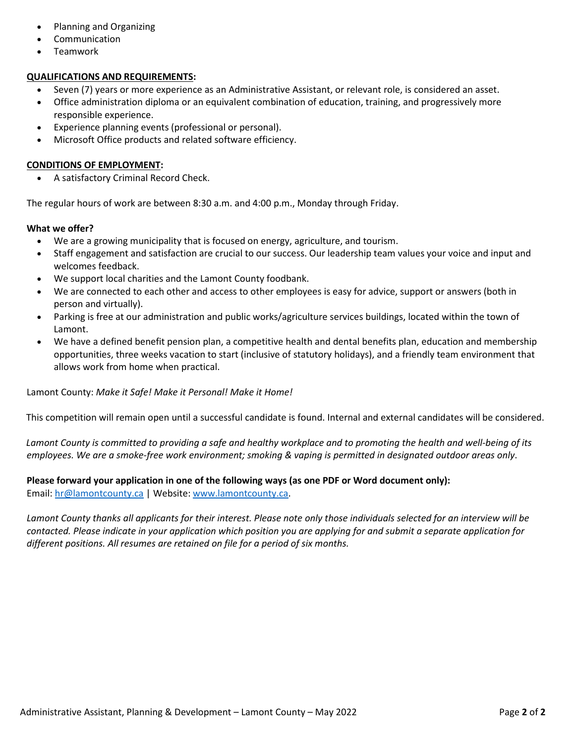- Planning and Organizing
- Communication
- Teamwork

**QUALIFICATIONS AND REQUIREMENTS:**

- Seven (7) years or more experience as an Administrative Assistant, or relevant role, is considered an asset.
- Office administration diploma or an equivalent combination of education, training, and progressively more responsible experience.
- Experience planning events (professional or personal).
- Microsoft Office products and related software efficiency.

**CONDITIONS OF EMPLOYMENT:**

- A satisfactory Criminal Record Check.

The regular hours of work are between 8:30 a.m. and 4:00 p.m., Monday through Friday.

**What we offer?**

- We are a growing municipality that is focused on energy, agriculture, and tourism.
- Staff engagement and satisfaction are crucial to our success. Our leadership team values your voice and input and welcomes feedback.
- We support local charities and the Lamont County foodbank.
- We are connected to each other and access to other employees is easy for advice, support or answers (both in person and virtually).
- Parking is free at our administration and public works/agriculture services buildings, located within the town of Lamont.
- We have a defined benefit pension plan, a competitive health and dental benefits plan, education and membership opportunities, three weeks vacation to start (inclusive of statutory holidays), and a friendly team environment that allows work from home when practical.

Lamont County: *Make it Safe! Make it Personal! Make it Home!*

This competition will remain open until a successful candidate is found. Internal and external candidates will be considered.

*Lamont County is committed to providing a safe and healthy workplace and to promoting the health and well-being of its employees. We are a smoke-free work environment; smoking & vaping is permitted in designated outdoor areas only*.

**Please forward your application in one of the following ways (as one PDF or Word document only):**
Email: hr@lamontcounty.ca | Website: www.lamontcounty.ca.

*Lamont County thanks all applicants for their interest. Please note only those individuals selected for an interview will be contacted. Please indicate in your application which position you are applying for and submit a separate application for different positions. All resumes are retained on file for a period of six months.*